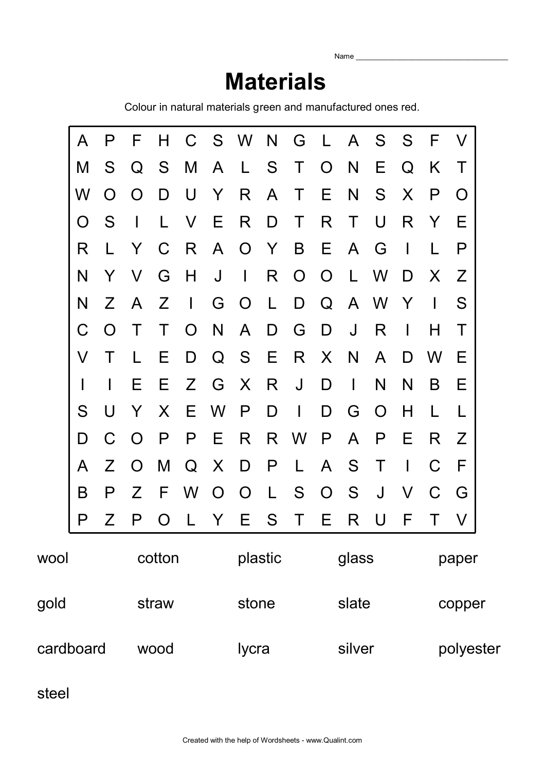Name ___________________________________

# Materials

Colour in natural materials green and manufactured ones red.

| | | | | | | | | | | | | | | |
|---|---|---|---|---|---|---|---|---|---|---|---|---|---|---|
| A | P | F | H | C | S | W | N | G | L | A | S | S | F | V |
| M | S | Q | S | M | A | L | S | T | O | N | E | Q | K | T |
| W | O | O | D | U | Y | R | A | T | E | N | S | X | P | O |
| O | S | I | L | V | E | R | D | T | R | T | U | R | Y | E |
| R | L | Y | C | R | A | O | Y | B | E | A | G | I | L | P |
| N | Y | V | G | H | J | I | R | O | O | L | W | D | X | Z |
| N | Z | A | Z | I | G | O | L | D | Q | A | W | Y | I | S |
| C | O | T | T | O | N | A | D | G | D | J | R | I | H | T |
| V | T | L | E | D | Q | S | E | R | X | N | A | D | W | E |
| I | I | E | E | Z | G | X | R | J | D | I | N | N | B | E |
| S | U | Y | X | E | W | P | D | I | D | G | O | H | L | L |
| D | C | O | P | P | E | R | R | W | P | A | P | E | R | Z |
| A | Z | O | M | Q | X | D | P | L | A | S | T | I | C | F |
| B | P | Z | F | W | O | O | L | S | O | S | J | V | C | G |
| P | Z | P | O | L | Y | E | S | T | E | R | U | F | T | V |

| | | | | |
|---|---|---|---|---|
| wool | cotton | plastic | glass | paper |
| gold | straw | stone | slate | copper |
| cardboard | wood | lycra | silver | polyester |
| steel | | | | |

Created with the help of Wordsheets - www.Qualint.com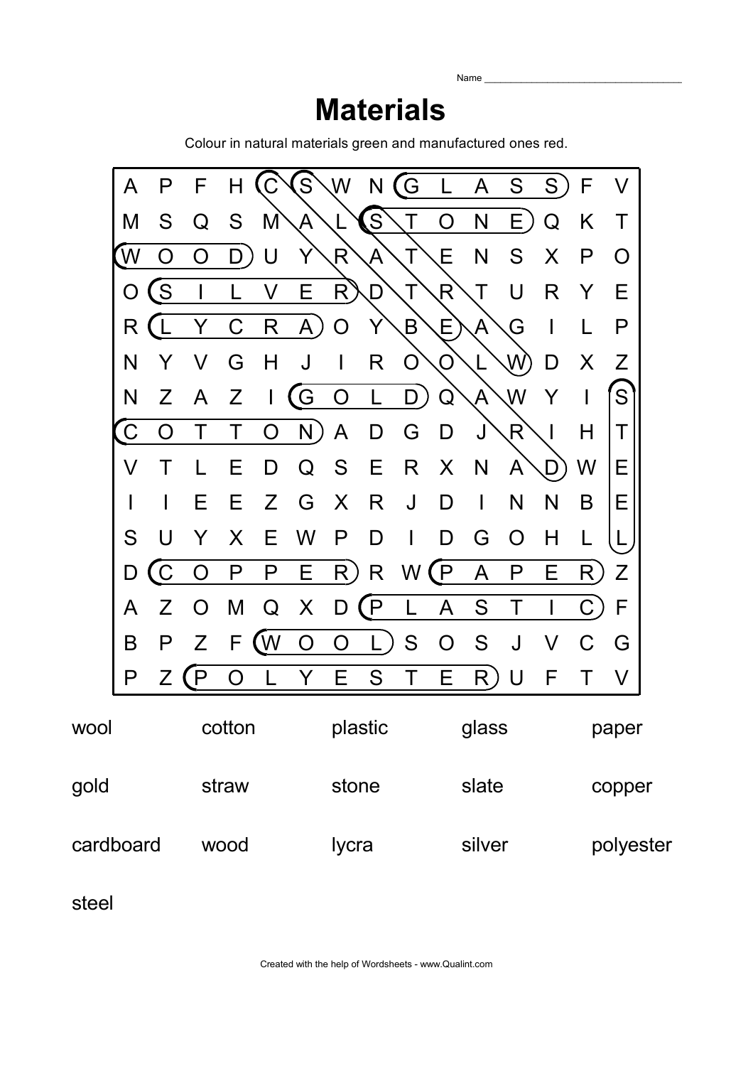Name ___________________________________

# Materials

Colour in natural materials green and manufactured ones red.

| | | | | | | | | | | | | | | |
|---|---|---|---|---|---|---|---|---|---|---|---|---|---|---|
| A | P | F | H | C | S | W | N | G | L | A | S | S | F | V |
| M | S | Q | S | M | A | L | S | T | O | N | E | Q | K | T |
| W | O | O | D | U | Y | R | A | T | E | N | S | X | P | O |
| O | S | I | L | V | E | R | D | T | R | T | U | R | Y | E |
| R | L | Y | C | R | A | O | Y | B | E | A | G | I | L | P |
| N | Y | V | G | H | J | I | R | O | O | L | W | D | X | Z |
| N | Z | A | Z | I | G | O | L | D | Q | A | W | Y | I | S |
| C | O | T | T | O | N | A | D | G | D | J | R | I | H | T |
| V | T | L | E | D | Q | S | E | R | X | N | A | D | W | E |
| I | I | E | E | Z | G | X | R | J | D | I | N | N | B | E |
| S | U | Y | X | E | W | P | D | I | D | G | O | H | L | L |
| D | C | O | P | P | E | R | R | W | P | A | P | E | R | Z |
| A | Z | O | M | Q | X | D | P | L | A | S | T | I | C | F |
| B | P | Z | F | W | O | O | L | S | O | S | J | V | C | G |
| P | Z | P | O | L | Y | E | S | T | E | R | U | F | T | V |

| | | | | |
|---|---|---|---|---|
| wool | cotton | plastic | glass | paper |
| gold | straw | stone | slate | copper |
| cardboard | wood | lycra | silver | polyester |
| steel | | | | |

Created with the help of Wordsheets - www.Qualint.com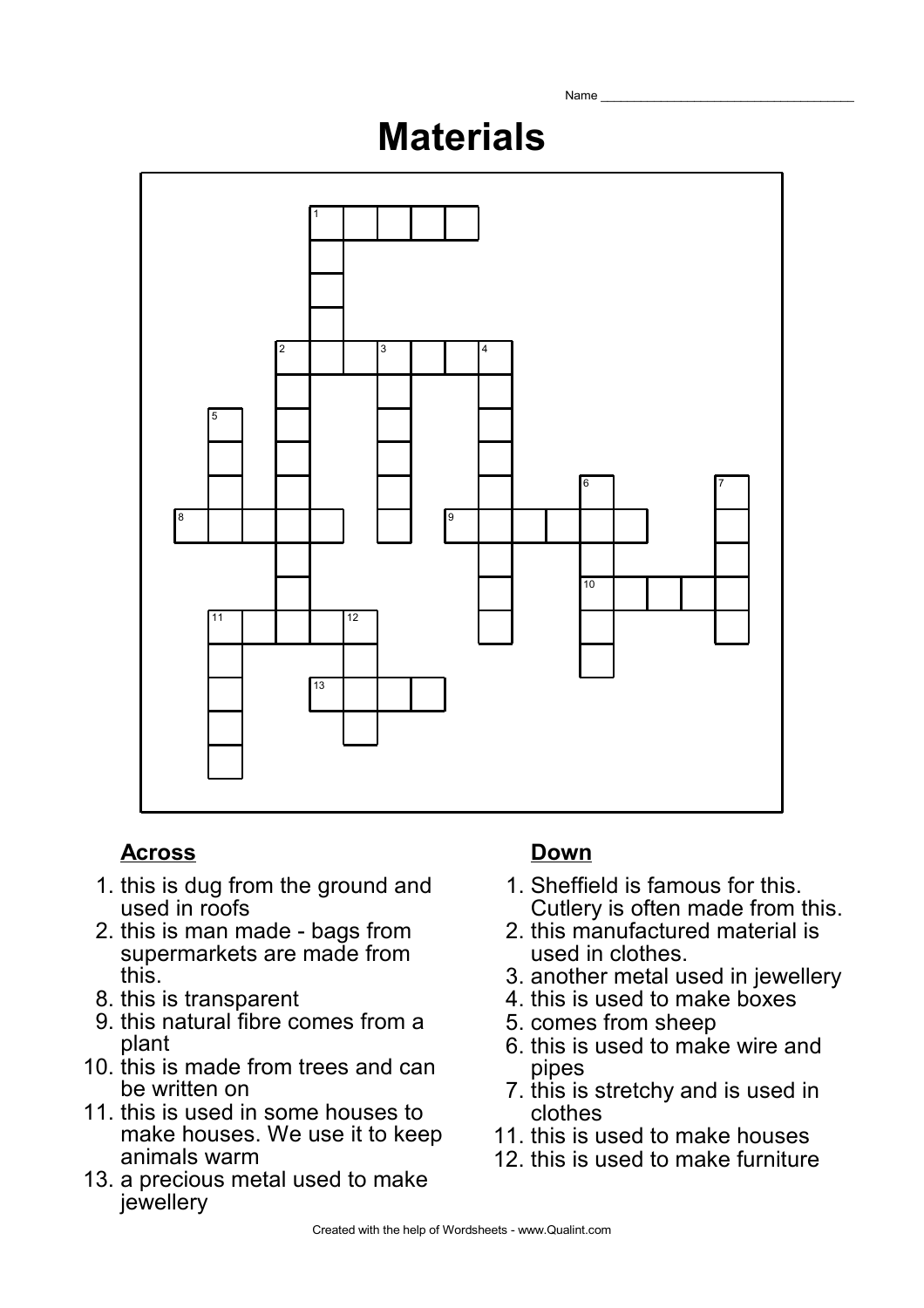Name ___________________________________

# Materials

## Across

1. this is dug from the ground and used in roofs
2. this is man made - bags from supermarkets are made from this.
8. this is transparent
9. this natural fibre comes from a plant
10. this is made from trees and can be written on
11. this is used in some houses to make houses. We use it to keep animals warm
13. a precious metal used to make jewellery

## Down

1. Sheffield is famous for this. Cutlery is often made from this.
2. this manufactured material is used in clothes.
3. another metal used in jewellery
4. this is used to make boxes
5. comes from sheep
6. this is used to make wire and pipes
7. this is stretchy and is used in clothes
11. this is used to make houses
12. this is used to make furniture

Created with the help of Wordsheets - www.Qualint.com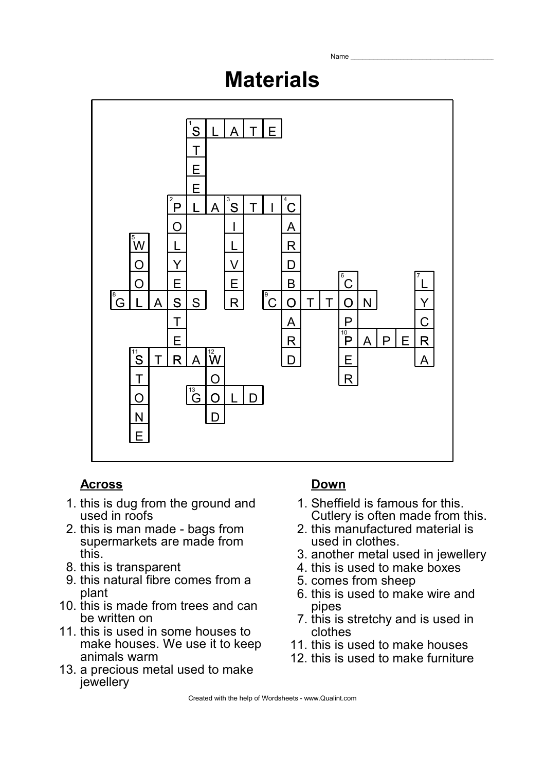Name ___________________________________

# Materials

| | | | | | | | | | | | | | | | | |
|---|---|---|---|---|---|---|---|---|---|---|---|---|---|---|---|---|
| | | | | 1 S | L | A | T | E | | | | | | | | |
| | | | | T | | | | | | | | | | | | |
| | | | | E | | | | | | | | | | | | |
| | | | | E | | | | | | | | | | | | |
| | | | 2 P | L | A | 3 S | T | I | 4 C | | | | | | | |
| | | | O | | | I | | | A | | | | | | | |
| | 5 W | | L | | | L | | | R | | | | | | | |
| | O | | Y | | | V | | | D | | | | | | | |
| | O | | E | | | E | | | B | | | 6 C | | | | 7 L |
| 8 G | L | A | S | S | | R | | 9 C | O | T | T | O | N | | | Y |
| | | | T | | | | | | A | | | P | | | | C |
| | | | E | | | | | | R | | | 10 P | A | P | E | R |
| | 11 S | T | R | A | 12 W | | | | D | | | E | | | | A |
| | T | | | | O | | | | | | | R | | | | |
| | O | | | 13 G | O | L | D | | | | | | | | | |
| | N | | | | D | | | | | | | | | | | |
| | E | | | | | | | | | | | | | | | |

**Across**

1. this is dug from the ground and used in roofs
2. this is man made - bags from supermarkets are made from this.
8. this is transparent
9. this natural fibre comes from a plant
10. this is made from trees and can be written on
11. this is used in some houses to make houses. We use it to keep animals warm
13. a precious metal used to make jewellery

**Down**

1. Sheffield is famous for this. Cutlery is often made from this.
2. this manufactured material is used in clothes.
3. another metal used in jewellery
4. this is used to make boxes
5. comes from sheep
6. this is used to make wire and pipes
7. this is stretchy and is used in clothes
11. this is used to make houses
12. this is used to make furniture

Created with the help of Wordsheets - www.Qualint.com